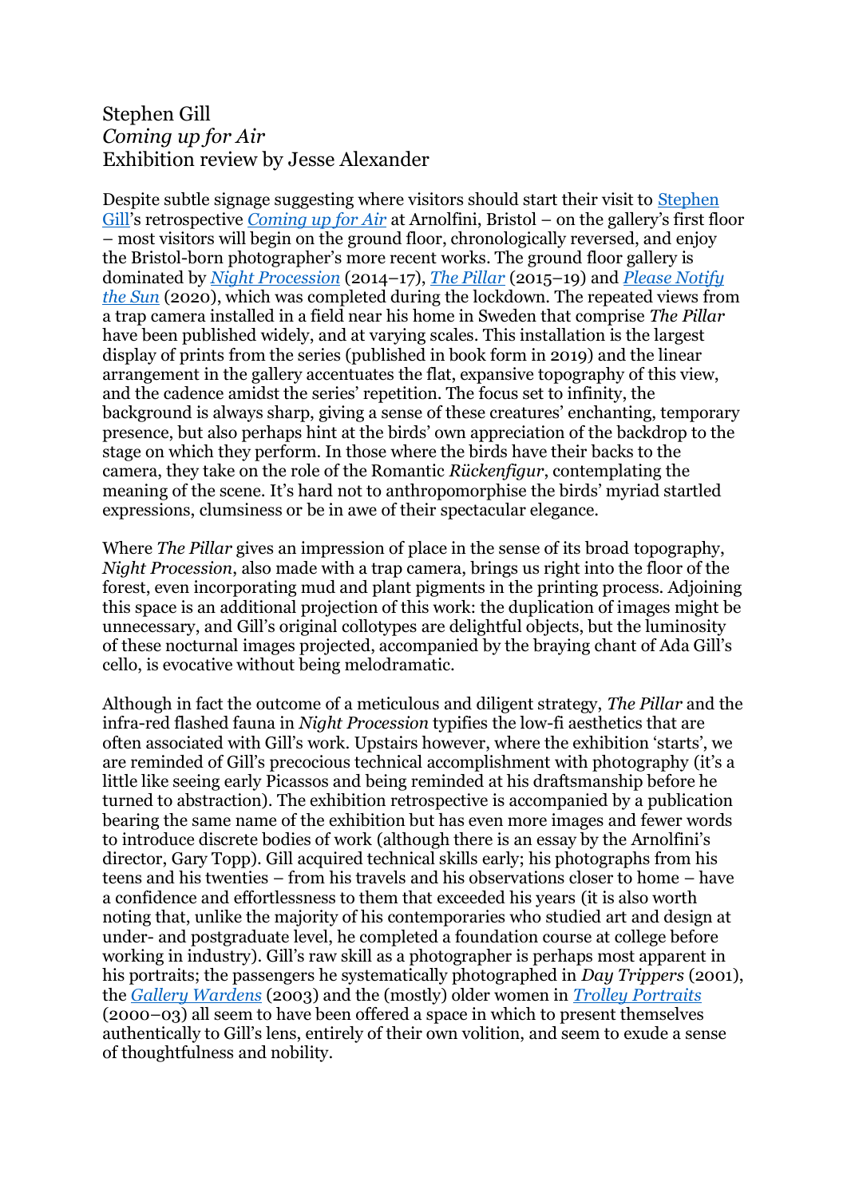Stephen Gill
*Coming up for Air*
Exhibition review by Jesse Alexander

Despite subtle signage suggesting where visitors should start their visit to Stephen Gill's retrospective *Coming up for Air* at Arnolfini, Bristol – on the gallery's first floor – most visitors will begin on the ground floor, chronologically reversed, and enjoy the Bristol-born photographer's more recent works. The ground floor gallery is dominated by *Night Procession* (2014–17), *The Pillar* (2015–19) and *Please Notify the Sun* (2020), which was completed during the lockdown. The repeated views from a trap camera installed in a field near his home in Sweden that comprise *The Pillar* have been published widely, and at varying scales. This installation is the largest display of prints from the series (published in book form in 2019) and the linear arrangement in the gallery accentuates the flat, expansive topography of this view, and the cadence amidst the series' repetition. The focus set to infinity, the background is always sharp, giving a sense of these creatures' enchanting, temporary presence, but also perhaps hint at the birds' own appreciation of the backdrop to the stage on which they perform. In those where the birds have their backs to the camera, they take on the role of the Romantic *Rückenfigur*, contemplating the meaning of the scene. It's hard not to anthropomorphise the birds' myriad startled expressions, clumsiness or be in awe of their spectacular elegance.

Where *The Pillar* gives an impression of place in the sense of its broad topography, *Night Procession*, also made with a trap camera, brings us right into the floor of the forest, even incorporating mud and plant pigments in the printing process. Adjoining this space is an additional projection of this work: the duplication of images might be unnecessary, and Gill's original collotypes are delightful objects, but the luminosity of these nocturnal images projected, accompanied by the braying chant of Ada Gill's cello, is evocative without being melodramatic.

Although in fact the outcome of a meticulous and diligent strategy, *The Pillar* and the infra-red flashed fauna in *Night Procession* typifies the low-fi aesthetics that are often associated with Gill's work. Upstairs however, where the exhibition 'starts', we are reminded of Gill's precocious technical accomplishment with photography (it's a little like seeing early Picassos and being reminded at his draftsmanship before he turned to abstraction). The exhibition retrospective is accompanied by a publication bearing the same name of the exhibition but has even more images and fewer words to introduce discrete bodies of work (although there is an essay by the Arnolfini's director, Gary Topp). Gill acquired technical skills early; his photographs from his teens and his twenties – from his travels and his observations closer to home – have a confidence and effortlessness to them that exceeded his years (it is also worth noting that, unlike the majority of his contemporaries who studied art and design at under- and postgraduate level, he completed a foundation course at college before working in industry). Gill's raw skill as a photographer is perhaps most apparent in his portraits; the passengers he systematically photographed in *Day Trippers* (2001), the *Gallery Wardens* (2003) and the (mostly) older women in *Trolley Portraits* (2000–03) all seem to have been offered a space in which to present themselves authentically to Gill's lens, entirely of their own volition, and seem to exude a sense of thoughtfulness and nobility.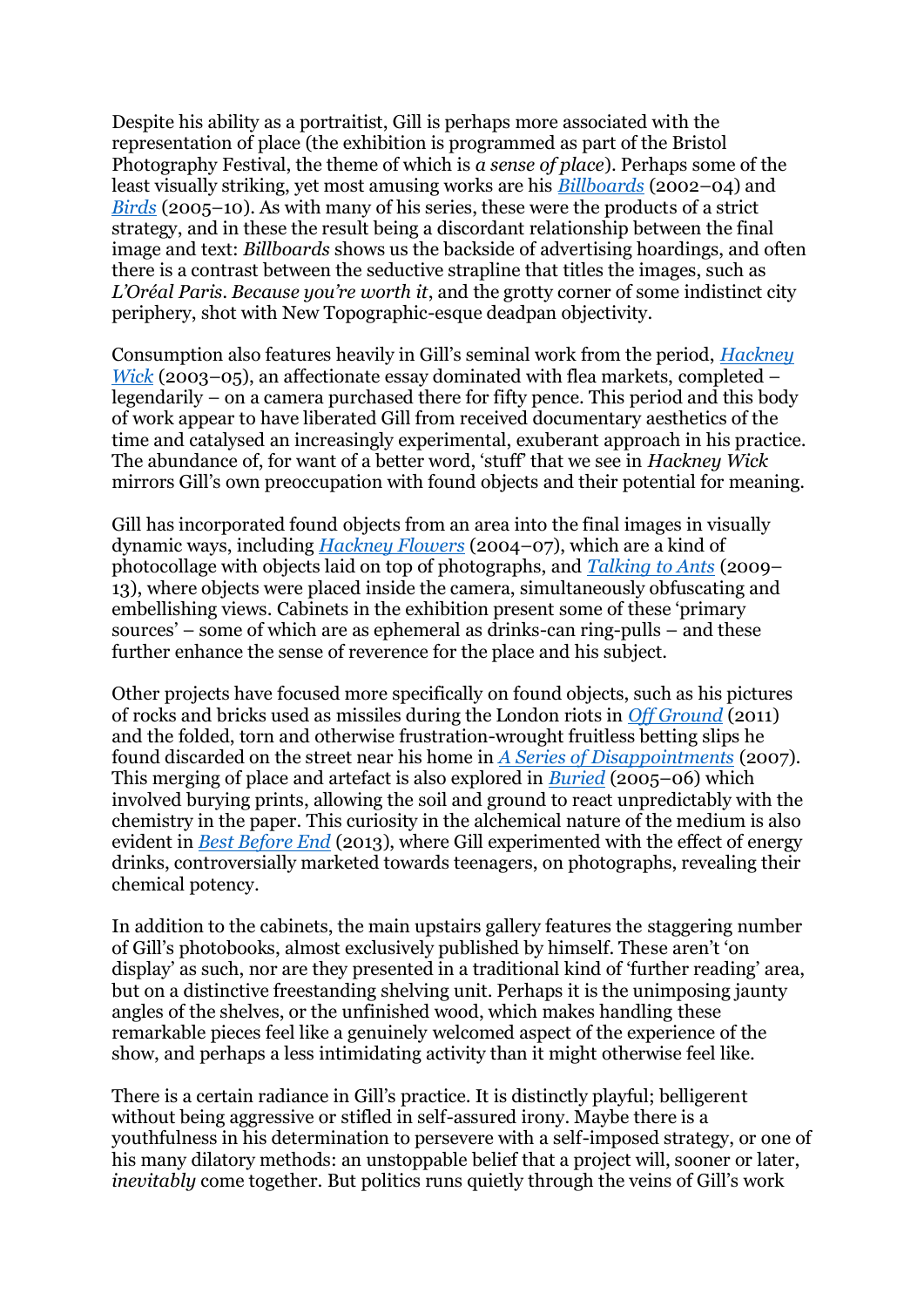Despite his ability as a portraitist, Gill is perhaps more associated with the representation of place (the exhibition is programmed as part of the Bristol Photography Festival, the theme of which is *a sense of place*). Perhaps some of the least visually striking, yet most amusing works are his [*Billboards*]() (2002–04) and [*Birds*]() (2005–10). As with many of his series, these were the products of a strict strategy, and in these the result being a discordant relationship between the final image and text: *Billboards* shows us the backside of advertising hoardings, and often there is a contrast between the seductive strapline that titles the images, such as *L'Oréal Paris. Because you're worth it*, and the grotty corner of some indistinct city periphery, shot with New Topographic-esque deadpan objectivity.

Consumption also features heavily in Gill's seminal work from the period, [*Hackney Wick*]() (2003–05), an affectionate essay dominated with flea markets, completed – legendarily – on a camera purchased there for fifty pence. This period and this body of work appear to have liberated Gill from received documentary aesthetics of the time and catalysed an increasingly experimental, exuberant approach in his practice. The abundance of, for want of a better word, 'stuff' that we see in *Hackney Wick* mirrors Gill's own preoccupation with found objects and their potential for meaning.

Gill has incorporated found objects from an area into the final images in visually dynamic ways, including [*Hackney Flowers*]() (2004–07), which are a kind of photocollage with objects laid on top of photographs, and [*Talking to Ants*]() (2009–13), where objects were placed inside the camera, simultaneously obfuscating and embellishing views. Cabinets in the exhibition present some of these 'primary sources' – some of which are as ephemeral as drinks-can ring-pulls – and these further enhance the sense of reverence for the place and his subject.

Other projects have focused more specifically on found objects, such as his pictures of rocks and bricks used as missiles during the London riots in [*Off Ground*]() (2011) and the folded, torn and otherwise frustration-wrought fruitless betting slips he found discarded on the street near his home in [*A Series of Disappointments*]() (2007). This merging of place and artefact is also explored in [*Buried*]() (2005–06) which involved burying prints, allowing the soil and ground to react unpredictably with the chemistry in the paper. This curiosity in the alchemical nature of the medium is also evident in [*Best Before End*]() (2013), where Gill experimented with the effect of energy drinks, controversially marketed towards teenagers, on photographs, revealing their chemical potency.

In addition to the cabinets, the main upstairs gallery features the staggering number of Gill's photobooks, almost exclusively published by himself. These aren't 'on display' as such, nor are they presented in a traditional kind of 'further reading' area, but on a distinctive freestanding shelving unit. Perhaps it is the unimposing jaunty angles of the shelves, or the unfinished wood, which makes handling these remarkable pieces feel like a genuinely welcomed aspect of the experience of the show, and perhaps a less intimidating activity than it might otherwise feel like.

There is a certain radiance in Gill's practice. It is distinctly playful; belligerent without being aggressive or stifled in self-assured irony. Maybe there is a youthfulness in his determination to persevere with a self-imposed strategy, or one of his many dilatory methods: an unstoppable belief that a project will, sooner or later, *inevitably* come together. But politics runs quietly through the veins of Gill's work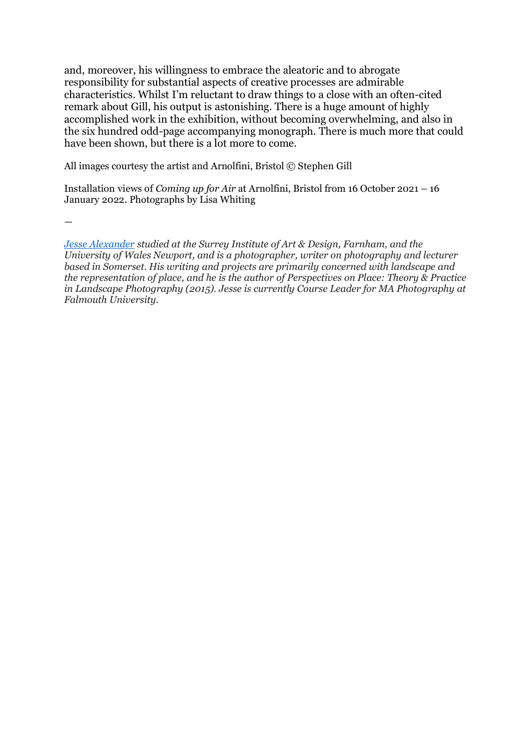and, moreover, his willingness to embrace the aleatoric and to abrogate responsibility for substantial aspects of creative processes are admirable characteristics. Whilst I'm reluctant to draw things to a close with an often-cited remark about Gill, his output is astonishing. There is a huge amount of highly accomplished work in the exhibition, without becoming overwhelming, and also in the six hundred odd-page accompanying monograph. There is much more that could have been shown, but there is a lot more to come.

All images courtesy the artist and Arnolfini, Bristol © Stephen Gill

Installation views of *Coming up for Air* at Arnolfini, Bristol from 16 October 2021 – 16 January 2022. Photographs by Lisa Whiting

—

*Jesse Alexander studied at the Surrey Institute of Art & Design, Farnham, and the University of Wales Newport, and is a photographer, writer on photography and lecturer based in Somerset. His writing and projects are primarily concerned with landscape and the representation of place, and he is the author of Perspectives on Place: Theory & Practice in Landscape Photography (2015). Jesse is currently Course Leader for MA Photography at Falmouth University.*